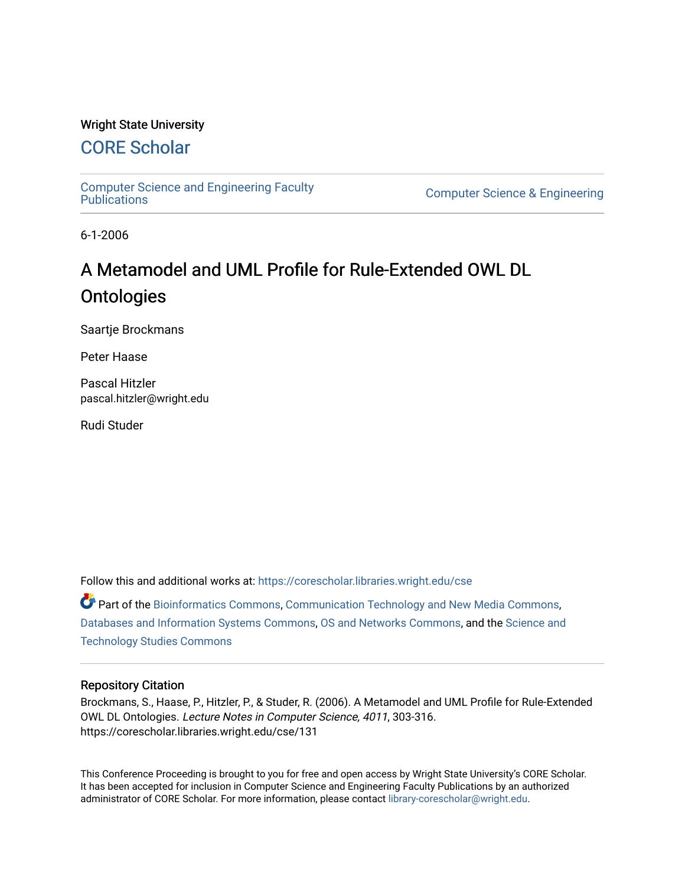Wright State University

## CORE Scholar

Computer Science and Engineering Faculty Publications

Computer Science & Engineering

6-1-2006

# A Metamodel and UML Profile for Rule-Extended OWL DL Ontologies

Saartje Brockmans

Peter Haase

Pascal Hitzler
pascal.hitzler@wright.edu

Rudi Studer

Follow this and additional works at: https://corescholar.libraries.wright.edu/cse

Part of the Bioinformatics Commons, Communication Technology and New Media Commons, Databases and Information Systems Commons, OS and Networks Commons, and the Science and Technology Studies Commons

### Repository Citation

Brockmans, S., Haase, P., Hitzler, P., & Studer, R. (2006). A Metamodel and UML Profile for Rule-Extended OWL DL Ontologies. *Lecture Notes in Computer Science, 4011*, 303-316.
https://corescholar.libraries.wright.edu/cse/131

This Conference Proceeding is brought to you for free and open access by Wright State University's CORE Scholar. It has been accepted for inclusion in Computer Science and Engineering Faculty Publications by an authorized administrator of CORE Scholar. For more information, please contact library-corescholar@wright.edu.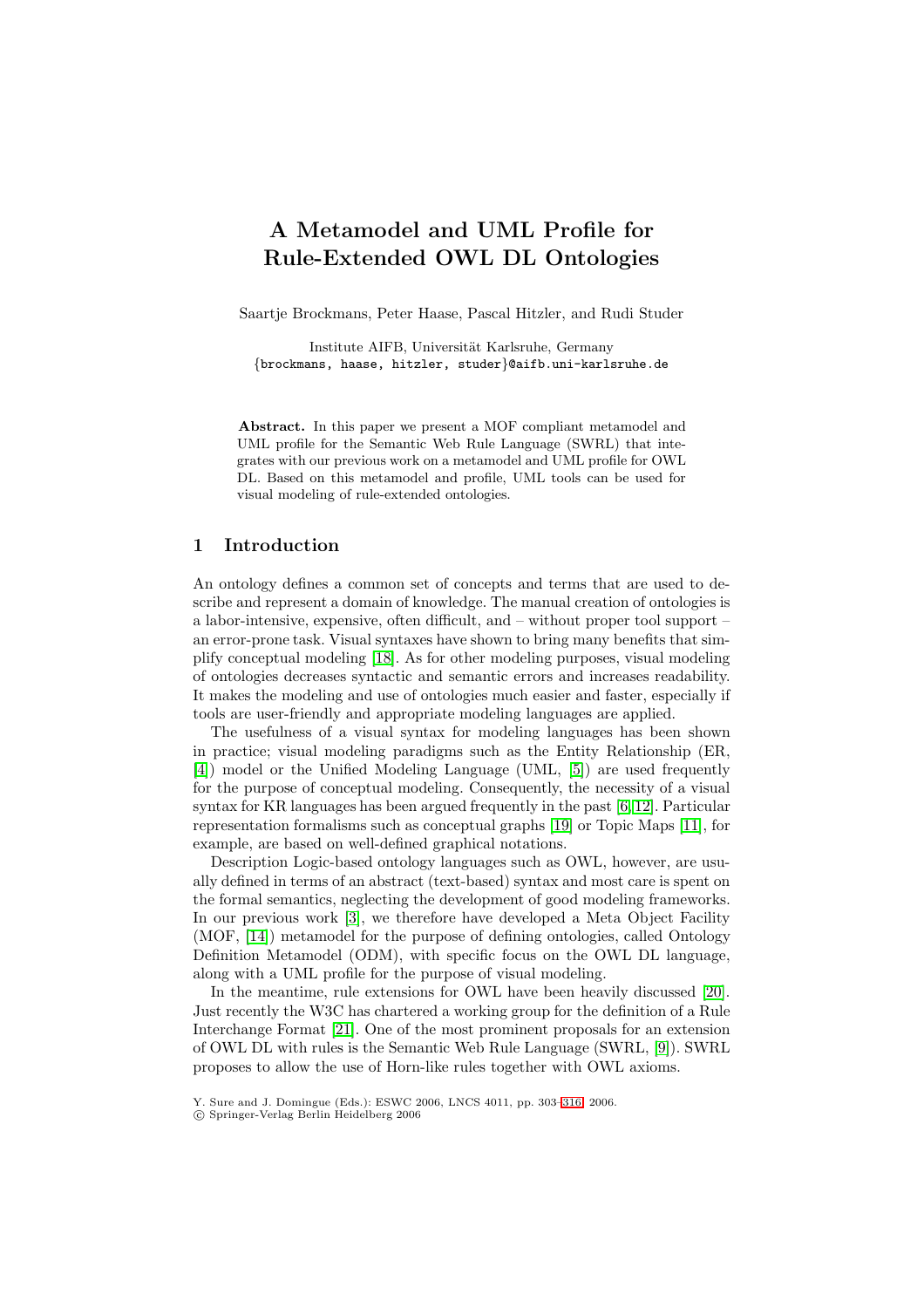# A Metamodel and UML Profile for Rule-Extended OWL DL Ontologies

Saartje Brockmans, Peter Haase, Pascal Hitzler, and Rudi Studer

Institute AIFB, Universität Karlsruhe, Germany
{brockmans, haase, hitzler, studer}@aifb.uni-karlsruhe.de

**Abstract.** In this paper we present a MOF compliant metamodel and UML profile for the Semantic Web Rule Language (SWRL) that integrates with our previous work on a metamodel and UML profile for OWL DL. Based on this metamodel and profile, UML tools can be used for visual modeling of rule-extended ontologies.

## 1 Introduction

An ontology defines a common set of concepts and terms that are used to describe and represent a domain of knowledge. The manual creation of ontologies is a labor-intensive, expensive, often difficult, and – without proper tool support – an error-prone task. Visual syntaxes have shown to bring many benefits that simplify conceptual modeling [18]. As for other modeling purposes, visual modeling of ontologies decreases syntactic and semantic errors and increases readability. It makes the modeling and use of ontologies much easier and faster, especially if tools are user-friendly and appropriate modeling languages are applied.

The usefulness of a visual syntax for modeling languages has been shown in practice; visual modeling paradigms such as the Entity Relationship (ER, [4]) model or the Unified Modeling Language (UML, [5]) are used frequently for the purpose of conceptual modeling. Consequently, the necessity of a visual syntax for KR languages has been argued frequently in the past [6,12]. Particular representation formalisms such as conceptual graphs [19] or Topic Maps [11], for example, are based on well-defined graphical notations.

Description Logic-based ontology languages such as OWL, however, are usually defined in terms of an abstract (text-based) syntax and most care is spent on the formal semantics, neglecting the development of good modeling frameworks. In our previous work [3], we therefore have developed a Meta Object Facility (MOF, [14]) metamodel for the purpose of defining ontologies, called Ontology Definition Metamodel (ODM), with specific focus on the OWL DL language, along with a UML profile for the purpose of visual modeling.

In the meantime, rule extensions for OWL have been heavily discussed [20]. Just recently the W3C has chartered a working group for the definition of a Rule Interchange Format [21]. One of the most prominent proposals for an extension of OWL DL with rules is the Semantic Web Rule Language (SWRL, [9]). SWRL proposes to allow the use of Horn-like rules together with OWL axioms.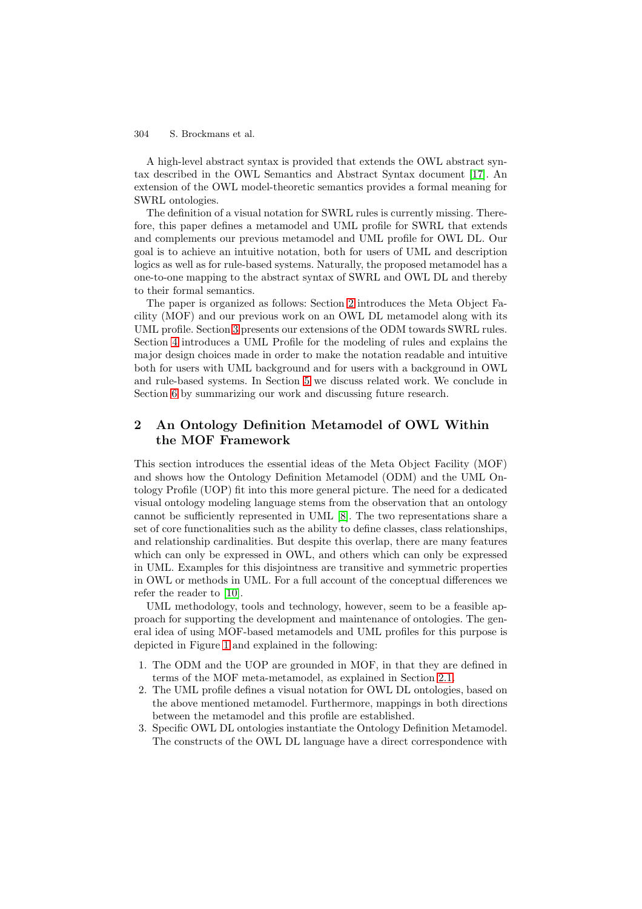A high-level abstract syntax is provided that extends the OWL abstract syntax described in the OWL Semantics and Abstract Syntax document [17]. An extension of the OWL model-theoretic semantics provides a formal meaning for SWRL ontologies.

The definition of a visual notation for SWRL rules is currently missing. Therefore, this paper defines a metamodel and UML profile for SWRL that extends and complements our previous metamodel and UML profile for OWL DL. Our goal is to achieve an intuitive notation, both for users of UML and description logics as well as for rule-based systems. Naturally, the proposed metamodel has a one-to-one mapping to the abstract syntax of SWRL and OWL DL and thereby to their formal semantics.

The paper is organized as follows: Section 2 introduces the Meta Object Facility (MOF) and our previous work on an OWL DL metamodel along with its UML profile. Section 3 presents our extensions of the ODM towards SWRL rules. Section 4 introduces a UML Profile for the modeling of rules and explains the major design choices made in order to make the notation readable and intuitive both for users with UML background and for users with a background in OWL and rule-based systems. In Section 5 we discuss related work. We conclude in Section 6 by summarizing our work and discussing future research.

## 2 An Ontology Definition Metamodel of OWL Within the MOF Framework

This section introduces the essential ideas of the Meta Object Facility (MOF) and shows how the Ontology Definition Metamodel (ODM) and the UML Ontology Profile (UOP) fit into this more general picture. The need for a dedicated visual ontology modeling language stems from the observation that an ontology cannot be sufficiently represented in UML [8]. The two representations share a set of core functionalities such as the ability to define classes, class relationships, and relationship cardinalities. But despite this overlap, there are many features which can only be expressed in OWL, and others which can only be expressed in UML. Examples for this disjointness are transitive and symmetric properties in OWL or methods in UML. For a full account of the conceptual differences we refer the reader to [10].

UML methodology, tools and technology, however, seem to be a feasible approach for supporting the development and maintenance of ontologies. The general idea of using MOF-based metamodels and UML profiles for this purpose is depicted in Figure 1 and explained in the following:

1. The ODM and the UOP are grounded in MOF, in that they are defined in terms of the MOF meta-metamodel, as explained in Section 2.1.
2. The UML profile defines a visual notation for OWL DL ontologies, based on the above mentioned metamodel. Furthermore, mappings in both directions between the metamodel and this profile are established.
3. Specific OWL DL ontologies instantiate the Ontology Definition Metamodel. The constructs of the OWL DL language have a direct correspondence with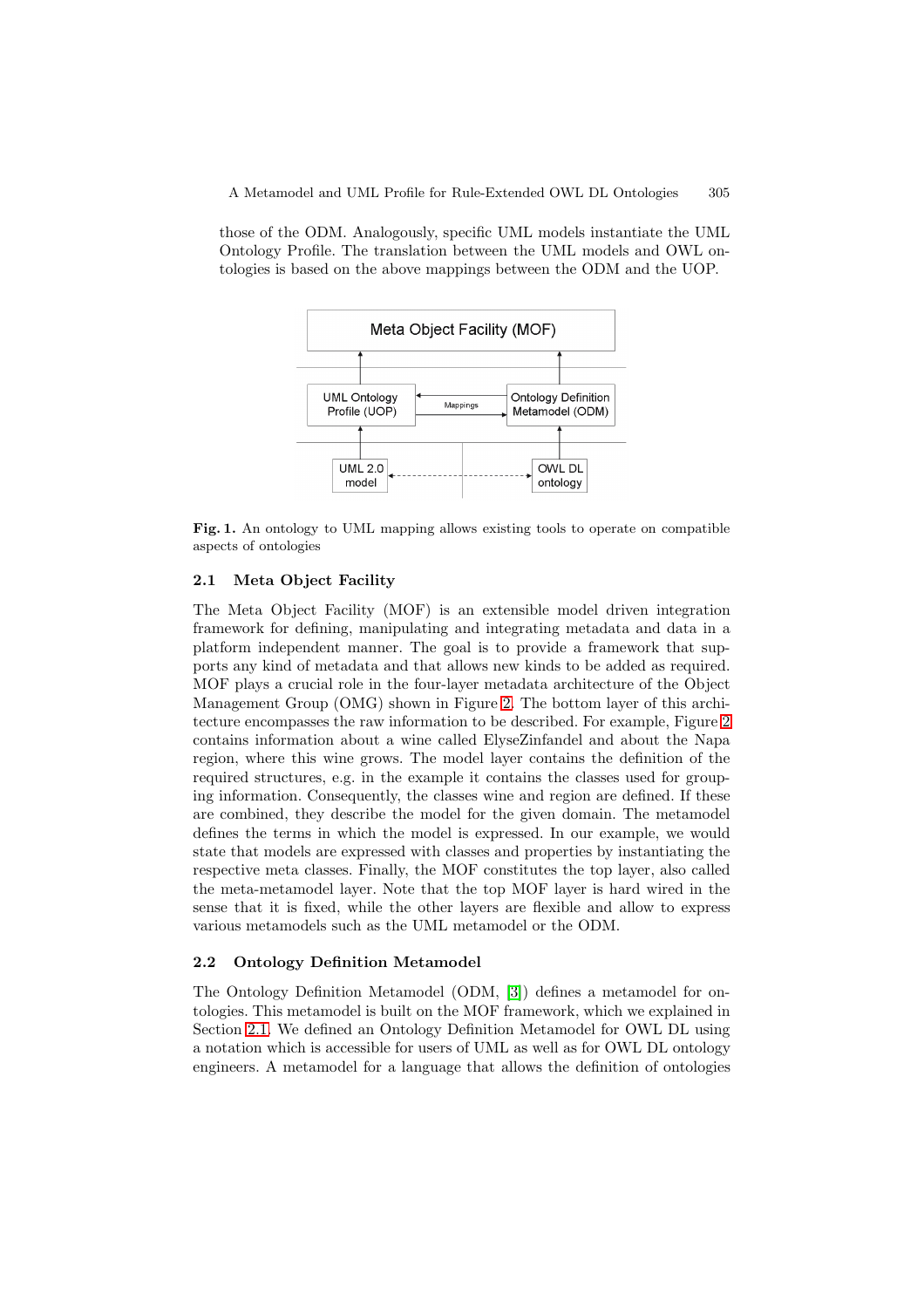those of the ODM. Analogously, specific UML models instantiate the UML Ontology Profile. The translation between the UML models and OWL ontologies is based on the above mappings between the ODM and the UOP.

**Fig. 1.** An ontology to UML mapping allows existing tools to operate on compatible aspects of ontologies

## 2.1 Meta Object Facility

The Meta Object Facility (MOF) is an extensible model driven integration framework for defining, manipulating and integrating metadata and data in a platform independent manner. The goal is to provide a framework that supports any kind of metadata and that allows new kinds to be added as required. MOF plays a crucial role in the four-layer metadata architecture of the Object Management Group (OMG) shown in Figure 2. The bottom layer of this architecture encompasses the raw information to be described. For example, Figure 2 contains information about a wine called ElyseZinfandel and about the Napa region, where this wine grows. The model layer contains the definition of the required structures, e.g. in the example it contains the classes used for grouping information. Consequently, the classes wine and region are defined. If these are combined, they describe the model for the given domain. The metamodel defines the terms in which the model is expressed. In our example, we would state that models are expressed with classes and properties by instantiating the respective meta classes. Finally, the MOF constitutes the top layer, also called the meta-metamodel layer. Note that the top MOF layer is hard wired in the sense that it is fixed, while the other layers are flexible and allow to express various metamodels such as the UML metamodel or the ODM.

## 2.2 Ontology Definition Metamodel

The Ontology Definition Metamodel (ODM, [3]) defines a metamodel for ontologies. This metamodel is built on the MOF framework, which we explained in Section 2.1. We defined an Ontology Definition Metamodel for OWL DL using a notation which is accessible for users of UML as well as for OWL DL ontology engineers. A metamodel for a language that allows the definition of ontologies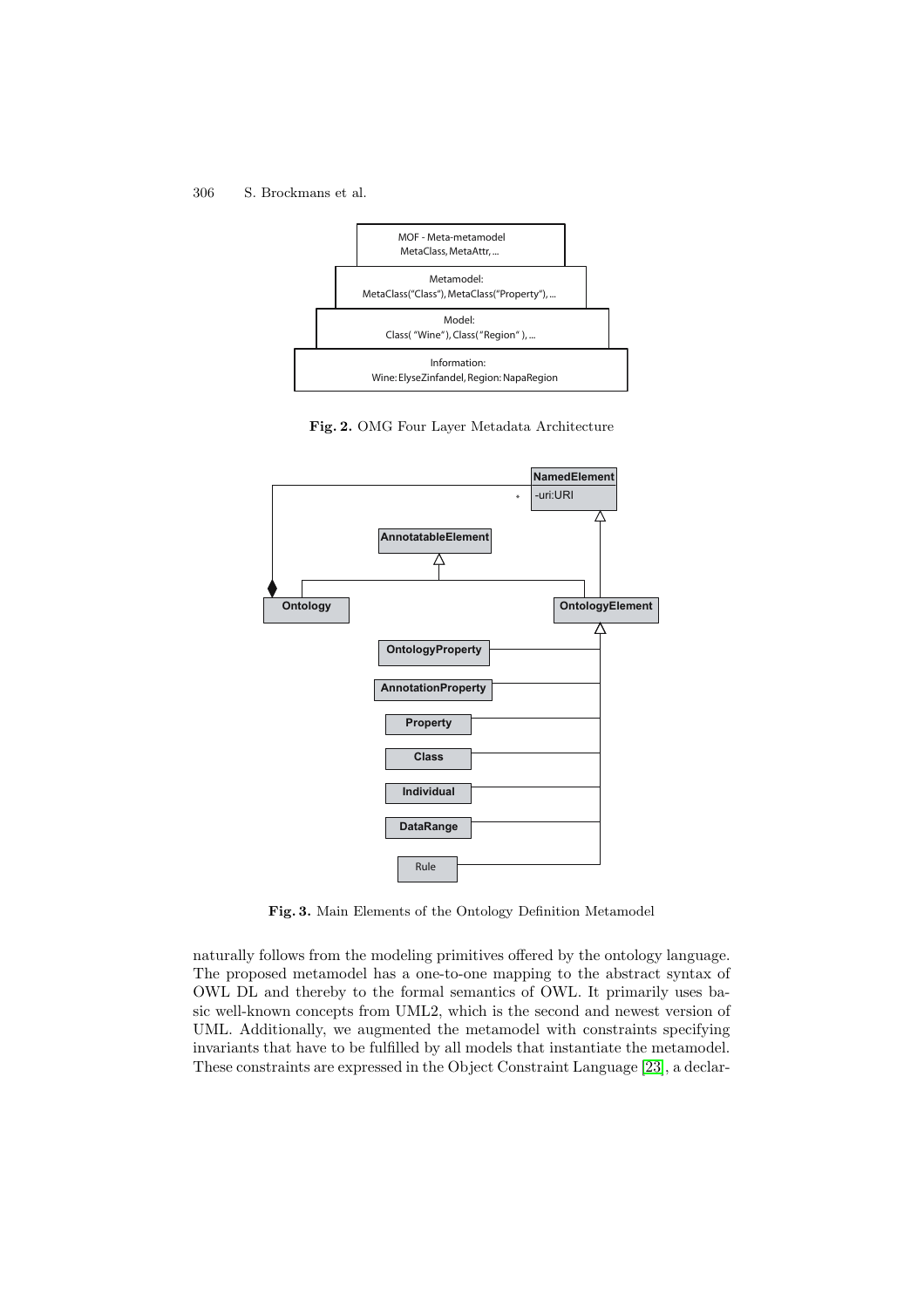MOF - Meta-metamodel
MetaClass, MetaAttr, ...

Metamodel:
MetaClass("Class"), MetaClass("Property"), ...

Model:
Class( "Wine"), Class("Region" ), ...

Information:
Wine: ElyseZinfandel, Region: NapaRegion

**Fig. 2.** OMG Four Layer Metadata Architecture

NamedElement
-uri:URI

AnnotatableElement

Ontology

OntologyElement

OntologyProperty

AnnotationProperty

Property

Class

Individual

DataRange

Rule

**Fig. 3.** Main Elements of the Ontology Definition Metamodel

naturally follows from the modeling primitives offered by the ontology language. The proposed metamodel has a one-to-one mapping to the abstract syntax of OWL DL and thereby to the formal semantics of OWL. It primarily uses basic well-known concepts from UML2, which is the second and newest version of UML. Additionally, we augmented the metamodel with constraints specifying invariants that have to be fulfilled by all models that instantiate the metamodel. These constraints are expressed in the Object Constraint Language [23], a declar-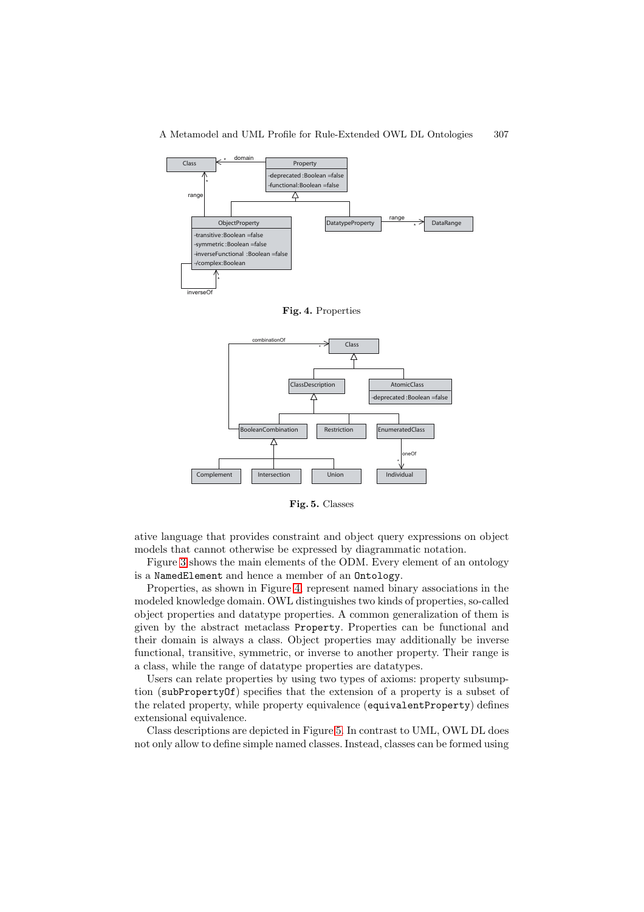**Fig. 4.** Properties

**Fig. 5.** Classes

ative language that provides constraint and object query expressions on object models that cannot otherwise be expressed by diagrammatic notation.

Figure 3 shows the main elements of the ODM. Every element of an ontology is a `NamedElement` and hence a member of an `Ontology`.

Properties, as shown in Figure 4, represent named binary associations in the modeled knowledge domain. OWL distinguishes two kinds of properties, so-called object properties and datatype properties. A common generalization of them is given by the abstract metaclass `Property`. Properties can be functional and their domain is always a class. Object properties may additionally be inverse functional, transitive, symmetric, or inverse to another property. Their range is a class, while the range of datatype properties are datatypes.

Users can relate properties by using two types of axioms: property subsumption (`subPropertyOf`) specifies that the extension of a property is a subset of the related property, while property equivalence (`equivalentProperty`) defines extensional equivalence.

Class descriptions are depicted in Figure 5. In contrast to UML, OWL DL does not only allow to define simple named classes. Instead, classes can be formed using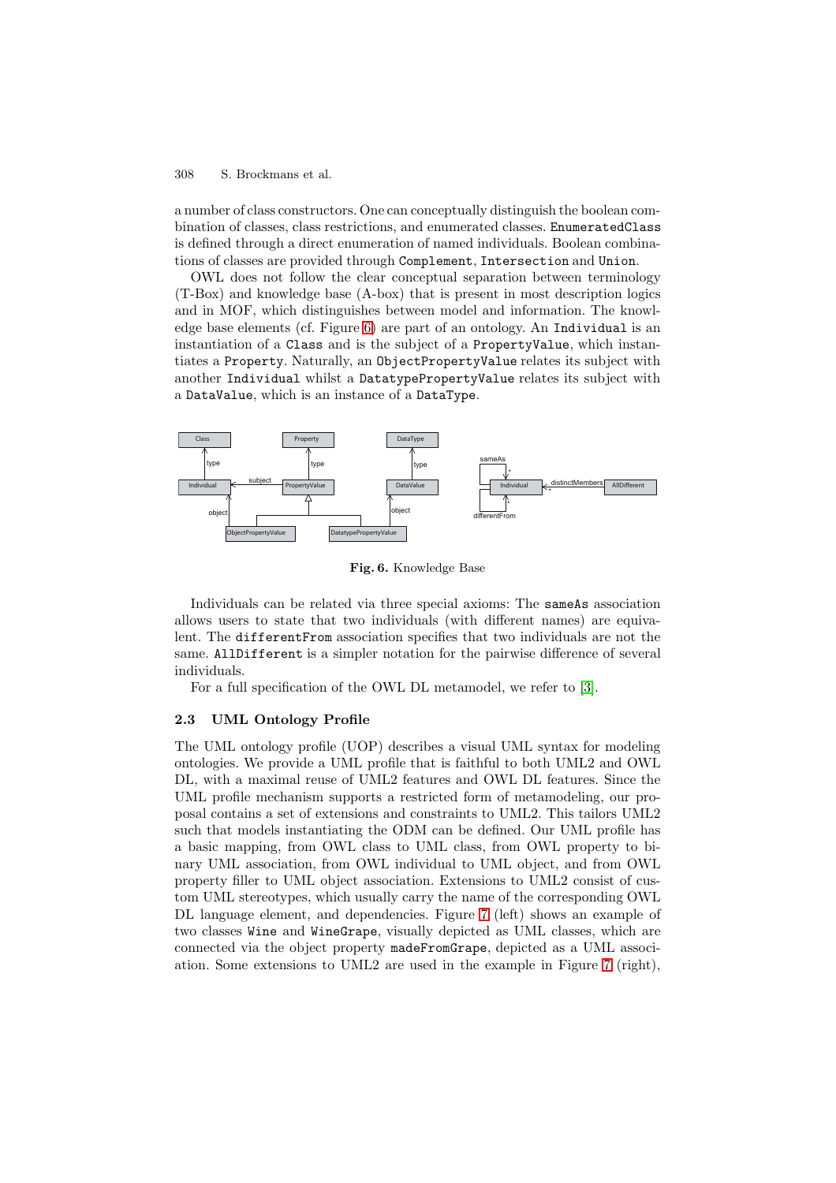a number of class constructors. One can conceptually distinguish the boolean combination of classes, class restrictions, and enumerated classes. EnumeratedClass is defined through a direct enumeration of named individuals. Boolean combinations of classes are provided through Complement, Intersection and Union.

OWL does not follow the clear conceptual separation between terminology (T-Box) and knowledge base (A-box) that is present in most description logics and in MOF, which distinguishes between model and information. The knowledge base elements (cf. Figure 6) are part of an ontology. An Individual is an instantiation of a Class and is the subject of a PropertyValue, which instantiates a Property. Naturally, an ObjectPropertyValue relates its subject with another Individual whilst a DatatypePropertyValue relates its subject with a DataValue, which is an instance of a DataType.

**Fig. 6.** Knowledge Base

Individuals can be related via three special axioms: The sameAs association allows users to state that two individuals (with different names) are equivalent. The differentFrom association specifies that two individuals are not the same. AllDifferent is a simpler notation for the pairwise difference of several individuals.

For a full specification of the OWL DL metamodel, we refer to [3].

### 2.3 UML Ontology Profile

The UML ontology profile (UOP) describes a visual UML syntax for modeling ontologies. We provide a UML profile that is faithful to both UML2 and OWL DL, with a maximal reuse of UML2 features and OWL DL features. Since the UML profile mechanism supports a restricted form of metamodeling, our proposal contains a set of extensions and constraints to UML2. This tailors UML2 such that models instantiating the ODM can be defined. Our UML profile has a basic mapping, from OWL class to UML class, from OWL property to binary UML association, from OWL individual to UML object, and from OWL property filler to UML object association. Extensions to UML2 consist of custom UML stereotypes, which usually carry the name of the corresponding OWL DL language element, and dependencies. Figure 7 (left) shows an example of two classes Wine and WineGrape, visually depicted as UML classes, which are connected via the object property madeFromGrape, depicted as a UML association. Some extensions to UML2 are used in the example in Figure 7 (right),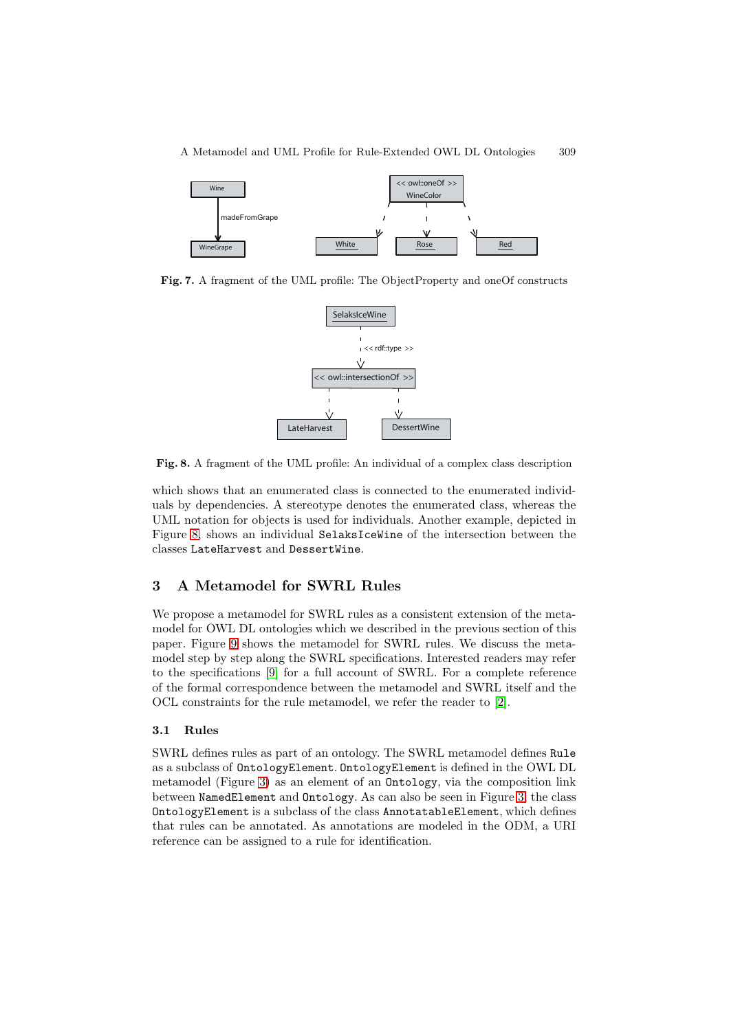**Fig. 7.** A fragment of the UML profile: The ObjectProperty and oneOf constructs

**Fig. 8.** A fragment of the UML profile: An individual of a complex class description

which shows that an enumerated class is connected to the enumerated individuals by dependencies. A stereotype denotes the enumerated class, whereas the UML notation for objects is used for individuals. Another example, depicted in Figure 8, shows an individual `SelaksIceWine` of the intersection between the classes `LateHarvest` and `DessertWine`.

## 3 A Metamodel for SWRL Rules

We propose a metamodel for SWRL rules as a consistent extension of the metamodel for OWL DL ontologies which we described in the previous section of this paper. Figure 9 shows the metamodel for SWRL rules. We discuss the metamodel step by step along the SWRL specifications. Interested readers may refer to the specifications [9] for a full account of SWRL. For a complete reference of the formal correspondence between the metamodel and SWRL itself and the OCL constraints for the rule metamodel, we refer the reader to [2].

### 3.1 Rules

SWRL defines rules as part of an ontology. The SWRL metamodel defines `Rule` as a subclass of `OntologyElement`. `OntologyElement` is defined in the OWL DL metamodel (Figure 3) as an element of an `Ontology`, via the composition link between `NamedElement` and `Ontology`. As can also be seen in Figure 3, the class `OntologyElement` is a subclass of the class `AnnotatableElement`, which defines that rules can be annotated. As annotations are modeled in the ODM, a URI reference can be assigned to a rule for identification.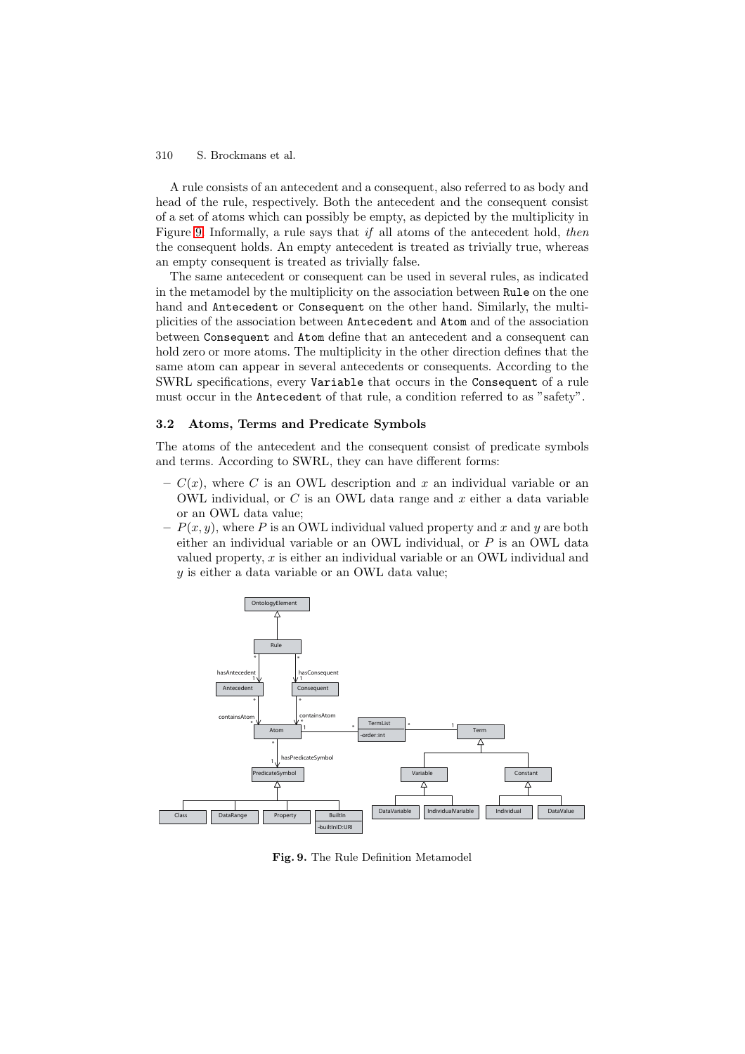A rule consists of an antecedent and a consequent, also referred to as body and head of the rule, respectively. Both the antecedent and the consequent consist of a set of atoms which can possibly be empty, as depicted by the multiplicity in Figure 9. Informally, a rule says that *if* all atoms of the antecedent hold, *then* the consequent holds. An empty antecedent is treated as trivially true, whereas an empty consequent is treated as trivially false.

The same antecedent or consequent can be used in several rules, as indicated in the metamodel by the multiplicity on the association between `Rule` on the one hand and `Antecedent` or `Consequent` on the other hand. Similarly, the multiplicities of the association between `Antecedent` and `Atom` and of the association between `Consequent` and `Atom` define that an antecedent and a consequent can hold zero or more atoms. The multiplicity in the other direction defines that the same atom can appear in several antecedents or consequents. According to the SWRL specifications, every `Variable` that occurs in the `Consequent` of a rule must occur in the `Antecedent` of that rule, a condition referred to as "safety".

### 3.2 Atoms, Terms and Predicate Symbols

The atoms of the antecedent and the consequent consist of predicate symbols and terms. According to SWRL, they can have different forms:

- $C(x)$, where $C$ is an OWL description and $x$ an individual variable or an OWL individual, or $C$ is an OWL data range and $x$ either a data variable or an OWL data value;
- $P(x, y)$, where $P$ is an OWL individual valued property and $x$ and $y$ are both either an individual variable or an OWL individual, or $P$ is an OWL data valued property, $x$ is either an individual variable or an OWL individual and $y$ is either a data variable or an OWL data value;

**Fig. 9.** The Rule Definition Metamodel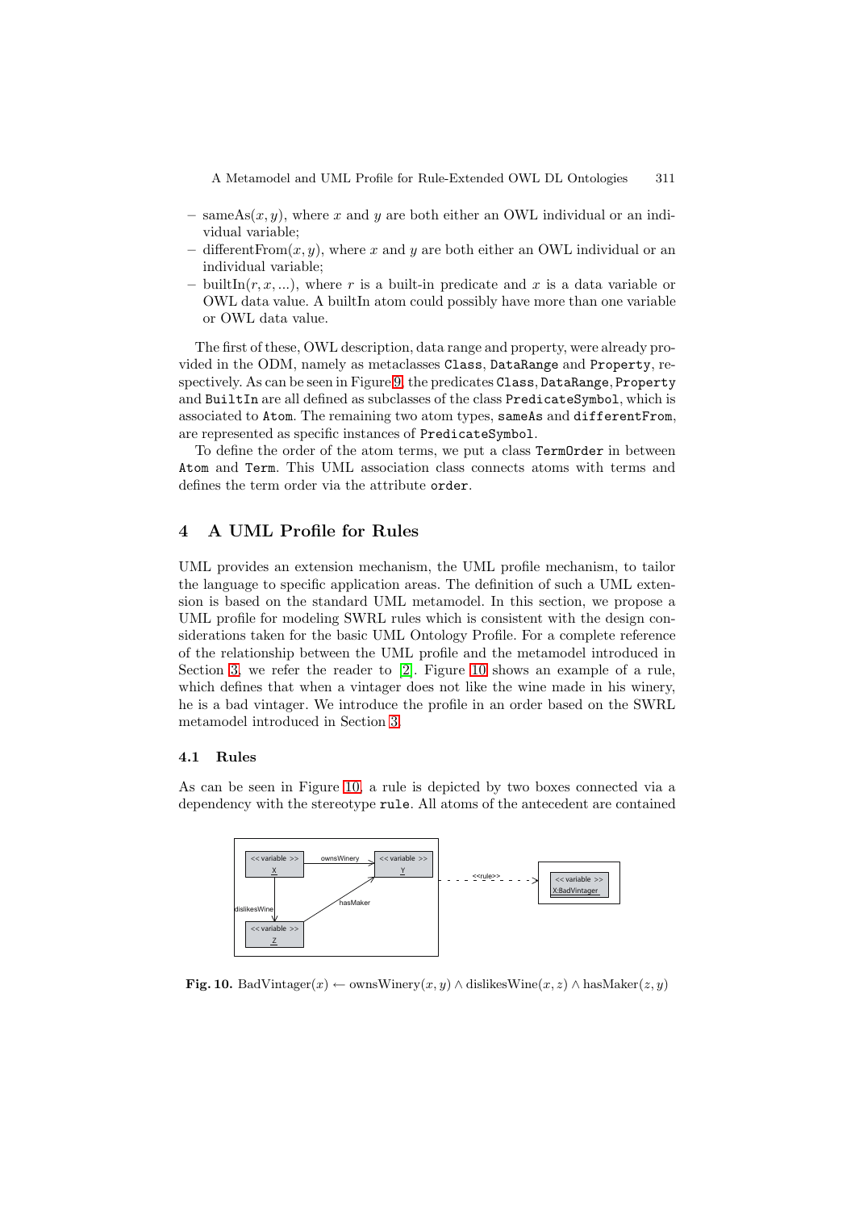- sameAs($x, y$), where $x$ and $y$ are both either an OWL individual or an individual variable;
- differentFrom($x, y$), where $x$ and $y$ are both either an OWL individual or an individual variable;
- builtIn($r, x, ...$), where $r$ is a built-in predicate and $x$ is a data variable or OWL data value. A builtIn atom could possibly have more than one variable or OWL data value.

The first of these, OWL description, data range and property, were already provided in the ODM, namely as metaclasses `Class`, `DataRange` and `Property`, respectively. As can be seen in Figure 9, the predicates `Class`, `DataRange`, `Property` and `BuiltIn` are all defined as subclasses of the class `PredicateSymbol`, which is associated to `Atom`. The remaining two atom types, `sameAs` and `differentFrom`, are represented as specific instances of `PredicateSymbol`.

To define the order of the atom terms, we put a class `TermOrder` in between `Atom` and `Term`. This UML association class connects atoms with terms and defines the term order via the attribute `order`.

## 4 A UML Profile for Rules

UML provides an extension mechanism, the UML profile mechanism, to tailor the language to specific application areas. The definition of such a UML extension is based on the standard UML metamodel. In this section, we propose a UML profile for modeling SWRL rules which is consistent with the design considerations taken for the basic UML Ontology Profile. For a complete reference of the relationship between the UML profile and the metamodel introduced in Section 3, we refer the reader to [2]. Figure 10 shows an example of a rule, which defines that when a vintager does not like the wine made in his winery, he is a bad vintager. We introduce the profile in an order based on the SWRL metamodel introduced in Section 3.

### 4.1 Rules

As can be seen in Figure 10, a rule is depicted by two boxes connected via a dependency with the stereotype `rule`. All atoms of the antecedent are contained

<< variable >>
X
ownsWinery
<< variable >>
Y
dislikesWine
hasMaker
<< variable >>
Z
<<rule>>
<< variable >>
X:BadVintager

**Fig. 10.** BadVintager($x$) ← ownsWinery($x, y$) ∧ dislikesWine($x, z$) ∧ hasMaker($z, y$)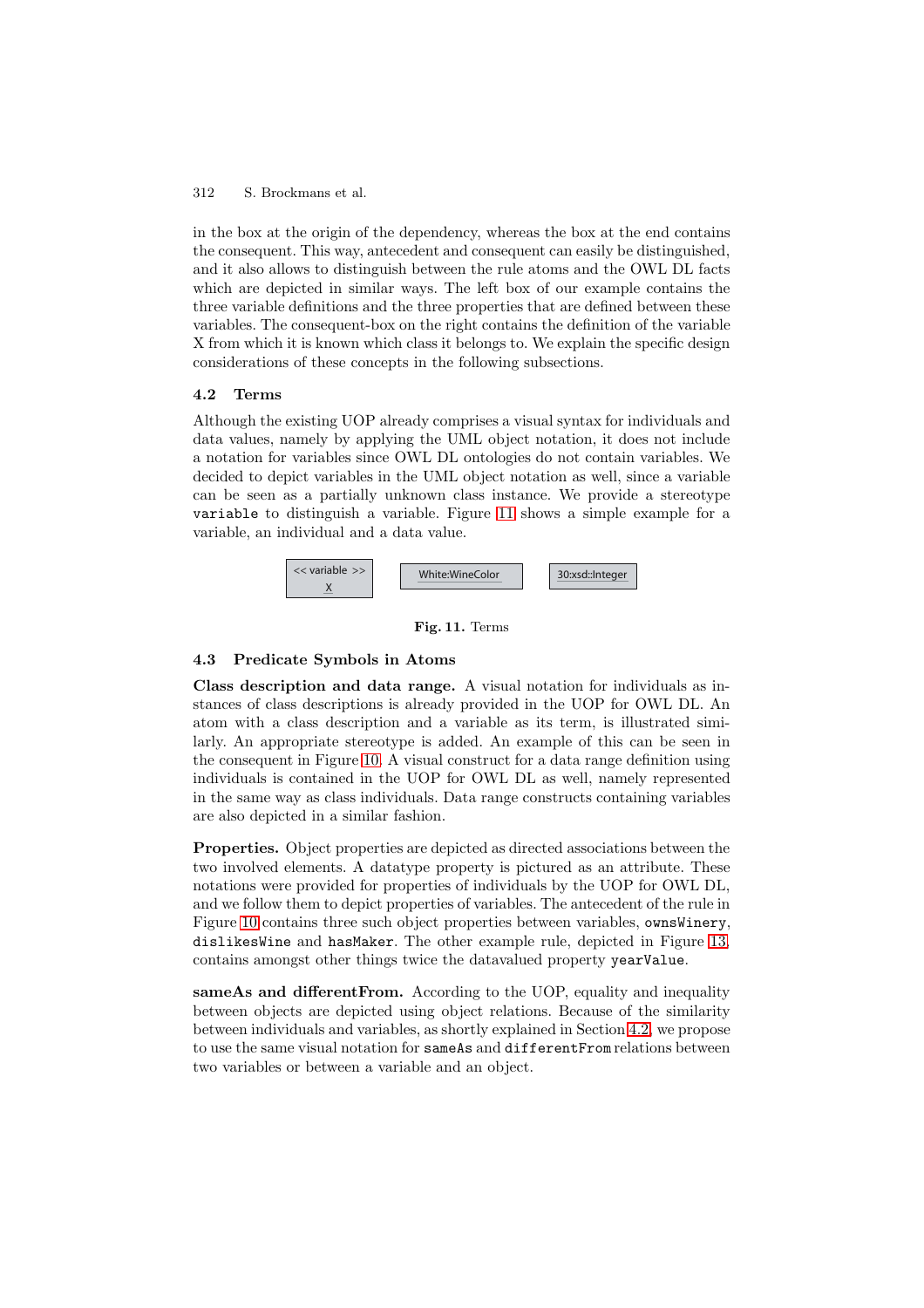in the box at the origin of the dependency, whereas the box at the end contains the consequent. This way, antecedent and consequent can easily be distinguished, and it also allows to distinguish between the rule atoms and the OWL DL facts which are depicted in similar ways. The left box of our example contains the three variable definitions and the three properties that are defined between these variables. The consequent-box on the right contains the definition of the variable X from which it is known which class it belongs to. We explain the specific design considerations of these concepts in the following subsections.

### 4.2 Terms

Although the existing UOP already comprises a visual syntax for individuals and data values, namely by applying the UML object notation, it does not include a notation for variables since OWL DL ontologies do not contain variables. We decided to depict variables in the UML object notation as well, since a variable can be seen as a partially unknown class instance. We provide a stereotype `variable` to distinguish a variable. Figure 11 shows a simple example for a variable, an individual and a data value.

<< variable >>
X

White:WineColor

30:xsd::Integer

**Fig. 11.** Terms

### 4.3 Predicate Symbols in Atoms

**Class description and data range.** A visual notation for individuals as instances of class descriptions is already provided in the UOP for OWL DL. An atom with a class description and a variable as its term, is illustrated similarly. An appropriate stereotype is added. An example of this can be seen in the consequent in Figure 10. A visual construct for a data range definition using individuals is contained in the UOP for OWL DL as well, namely represented in the same way as class individuals. Data range constructs containing variables are also depicted in a similar fashion.

**Properties.** Object properties are depicted as directed associations between the two involved elements. A datatype property is pictured as an attribute. These notations were provided for properties of individuals by the UOP for OWL DL, and we follow them to depict properties of variables. The antecedent of the rule in Figure 10 contains three such object properties between variables, `ownsWinery`, `dislikesWine` and `hasMaker`. The other example rule, depicted in Figure 13, contains amongst other things twice the datavalued property `yearValue`.

**sameAs and differentFrom.** According to the UOP, equality and inequality between objects are depicted using object relations. Because of the similarity between individuals and variables, as shortly explained in Section 4.2, we propose to use the same visual notation for `sameAs` and `differentFrom` relations between two variables or between a variable and an object.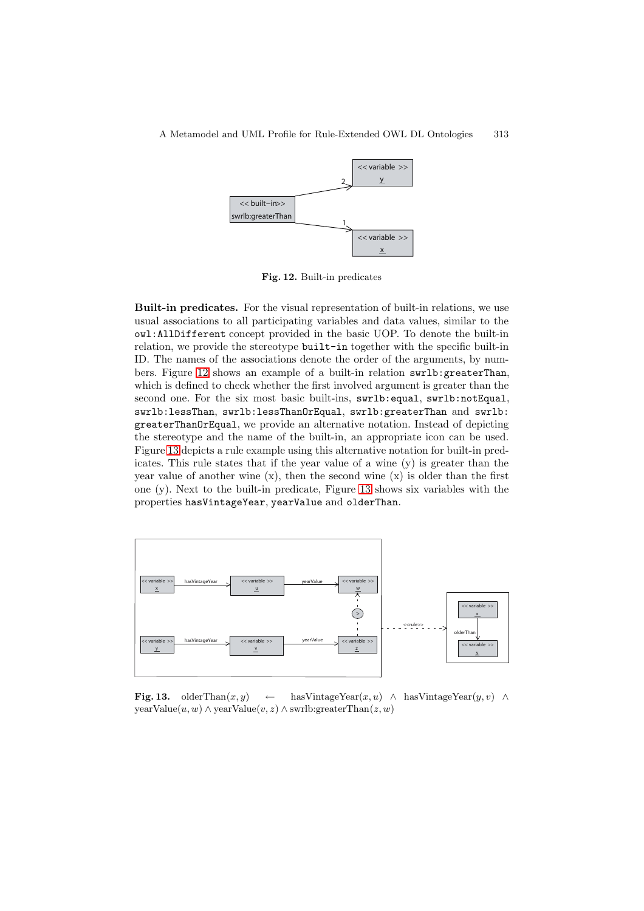Fig. 12. Built-in predicates

**Built-in predicates.** For the visual representation of built-in relations, we use usual associations to all participating variables and data values, similar to the `owl:AllDifferent` concept provided in the basic UOP. To denote the built-in relation, we provide the stereotype `built-in` together with the specific built-in ID. The names of the associations denote the order of the arguments, by numbers. Figure 12 shows an example of a built-in relation `swrlb:greaterThan`, which is defined to check whether the first involved argument is greater than the second one. For the six most basic built-ins, `swrlb:equal`, `swrlb:notEqual`, `swrlb:lessThan`, `swrlb:lessThanOrEqual`, `swrlb:greaterThan` and `swrlb:greaterThanOrEqual`, we provide an alternative notation. Instead of depicting the stereotype and the name of the built-in, an appropriate icon can be used. Figure 13 depicts a rule example using this alternative notation for built-in predicates. This rule states that if the year value of a wine (y) is greater than the year value of another wine (x), then the second wine (x) is older than the first one (y). Next to the built-in predicate, Figure 13 shows six variables with the properties `hasVintageYear`, `yearValue` and `olderThan`.

**Fig. 13.** $\text{olderThan}(x, y) \leftarrow \text{hasVintageYear}(x, u) \wedge \text{hasVintageYear}(y, v) \wedge \text{yearValue}(u, w) \wedge \text{yearValue}(v, z) \wedge \text{swrlb:greaterThan}(z, w)$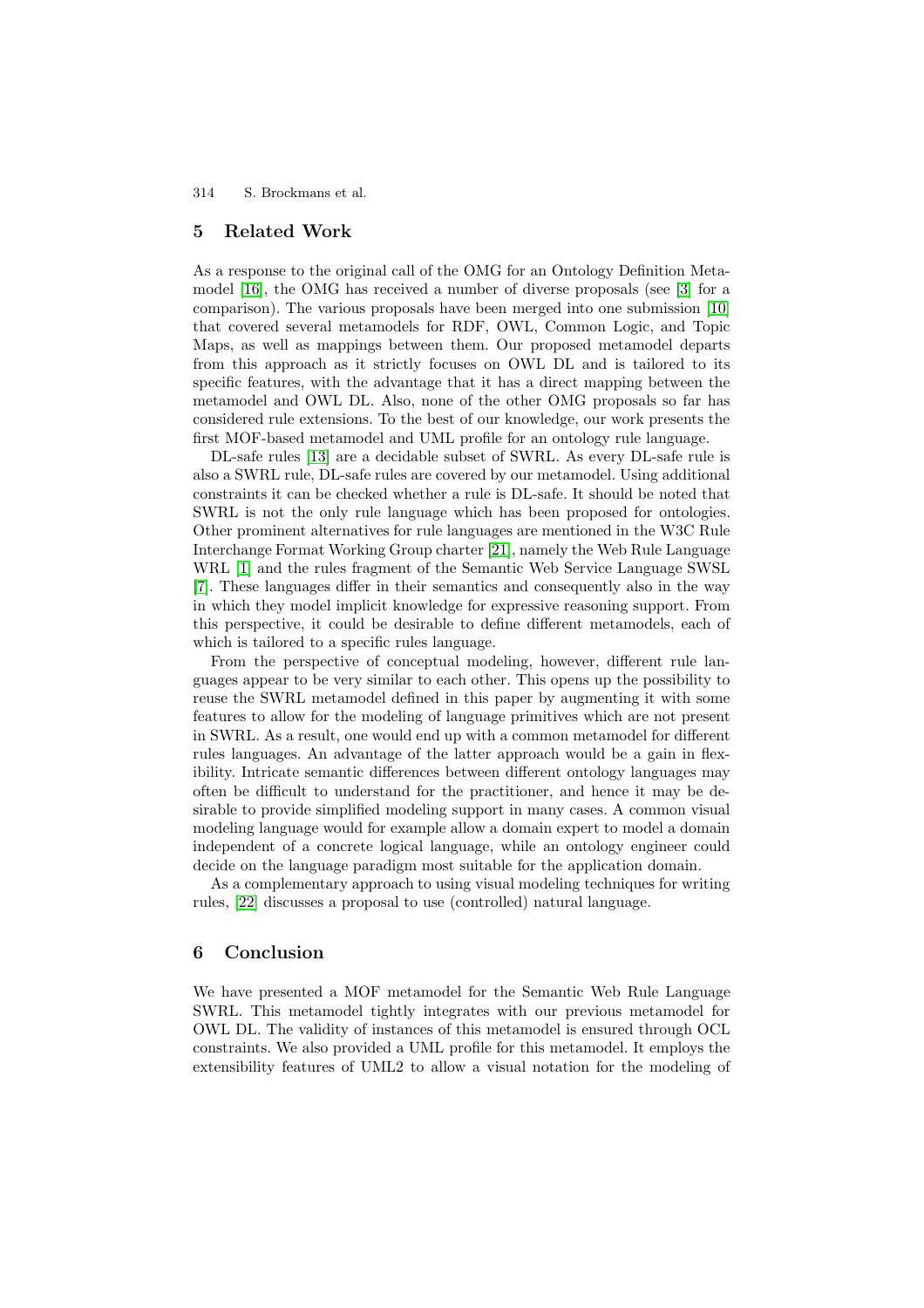## 5 Related Work

As a response to the original call of the OMG for an Ontology Definition Metamodel [16], the OMG has received a number of diverse proposals (see [3] for a comparison). The various proposals have been merged into one submission [10] that covered several metamodels for RDF, OWL, Common Logic, and Topic Maps, as well as mappings between them. Our proposed metamodel departs from this approach as it strictly focuses on OWL DL and is tailored to its specific features, with the advantage that it has a direct mapping between the metamodel and OWL DL. Also, none of the other OMG proposals so far has considered rule extensions. To the best of our knowledge, our work presents the first MOF-based metamodel and UML profile for an ontology rule language.

DL-safe rules [13] are a decidable subset of SWRL. As every DL-safe rule is also a SWRL rule, DL-safe rules are covered by our metamodel. Using additional constraints it can be checked whether a rule is DL-safe. It should be noted that SWRL is not the only rule language which has been proposed for ontologies. Other prominent alternatives for rule languages are mentioned in the W3C Rule Interchange Format Working Group charter [21], namely the Web Rule Language WRL [1] and the rules fragment of the Semantic Web Service Language SWSL [7]. These languages differ in their semantics and consequently also in the way in which they model implicit knowledge for expressive reasoning support. From this perspective, it could be desirable to define different metamodels, each of which is tailored to a specific rules language.

From the perspective of conceptual modeling, however, different rule languages appear to be very similar to each other. This opens up the possibility to reuse the SWRL metamodel defined in this paper by augmenting it with some features to allow for the modeling of language primitives which are not present in SWRL. As a result, one would end up with a common metamodel for different rules languages. An advantage of the latter approach would be a gain in flexibility. Intricate semantic differences between different ontology languages may often be difficult to understand for the practitioner, and hence it may be desirable to provide simplified modeling support in many cases. A common visual modeling language would for example allow a domain expert to model a domain independent of a concrete logical language, while an ontology engineer could decide on the language paradigm most suitable for the application domain.

As a complementary approach to using visual modeling techniques for writing rules, [22] discusses a proposal to use (controlled) natural language.

## 6 Conclusion

We have presented a MOF metamodel for the Semantic Web Rule Language SWRL. This metamodel tightly integrates with our previous metamodel for OWL DL. The validity of instances of this metamodel is ensured through OCL constraints. We also provided a UML profile for this metamodel. It employs the extensibility features of UML2 to allow a visual notation for the modeling of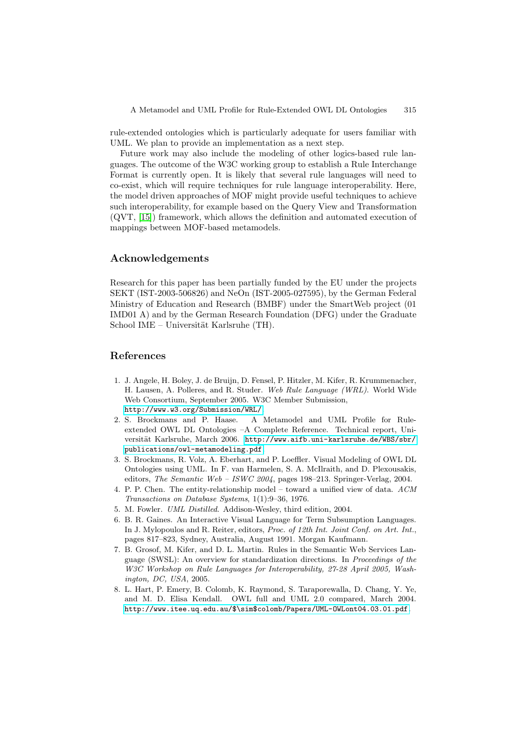rule-extended ontologies which is particularly adequate for users familiar with UML. We plan to provide an implementation as a next step.

Future work may also include the modeling of other logics-based rule languages. The outcome of the W3C working group to establish a Rule Interchange Format is currently open. It is likely that several rule languages will need to co-exist, which will require techniques for rule language interoperability. Here, the model driven approaches of MOF might provide useful techniques to achieve such interoperability, for example based on the Query View and Transformation (QVT, [15]) framework, which allows the definition and automated execution of mappings between MOF-based metamodels.

## Acknowledgements

Research for this paper has been partially funded by the EU under the projects SEKT (IST-2003-506826) and NeOn (IST-2005-027595), by the German Federal Ministry of Education and Research (BMBF) under the SmartWeb project (01 IMD01 A) and by the German Research Foundation (DFG) under the Graduate School IME – Universität Karlsruhe (TH).

## References

1. J. Angele, H. Boley, J. de Bruijn, D. Fensel, P. Hitzler, M. Kifer, R. Krummenacher, H. Lausen, A. Polleres, and R. Studer. *Web Rule Language (WRL)*. World Wide Web Consortium, September 2005. W3C Member Submission, http://www.w3.org/Submission/WRL/
2. S. Brockmans and P. Haase. A Metamodel and UML Profile for Rule-extended OWL DL Ontologies –A Complete Reference. Technical report, Universität Karlsruhe, March 2006. http://www.aifb.uni-karlsruhe.de/WBS/sbr/publications/owl-metamodeling.pdf
3. S. Brockmans, R. Volz, A. Eberhart, and P. Loeffler. Visual Modeling of OWL DL Ontologies using UML. In F. van Harmelen, S. A. McIlraith, and D. Plexousakis, editors, *The Semantic Web – ISWC 2004*, pages 198–213. Springer-Verlag, 2004.
4. P. P. Chen. The entity-relationship model – toward a unified view of data. *ACM Transactions on Database Systems*, 1(1):9–36, 1976.
5. M. Fowler. *UML Distilled*. Addison-Wesley, third edition, 2004.
6. B. R. Gaines. An Interactive Visual Language for Term Subsumption Languages. In J. Mylopoulos and R. Reiter, editors, *Proc. of 12th Int. Joint Conf. on Art. Int.*, pages 817–823, Sydney, Australia, August 1991. Morgan Kaufmann.
7. B. Grosof, M. Kifer, and D. L. Martin. Rules in the Semantic Web Services Language (SWSL): An overview for standardization directions. In *Proceedings of the W3C Workshop on Rule Languages for Interoperability, 27-28 April 2005, Washington, DC, USA*, 2005.
8. L. Hart, P. Emery, B. Colomb, K. Raymond, S. Taraporewalla, D. Chang, Y. Ye, and M. D. Elisa Kendall. OWL full and UML 2.0 compared, March 2004. http://www.itee.uq.edu.au/$\sim$colomb/Papers/UML-OWLont04.03.01.pdf.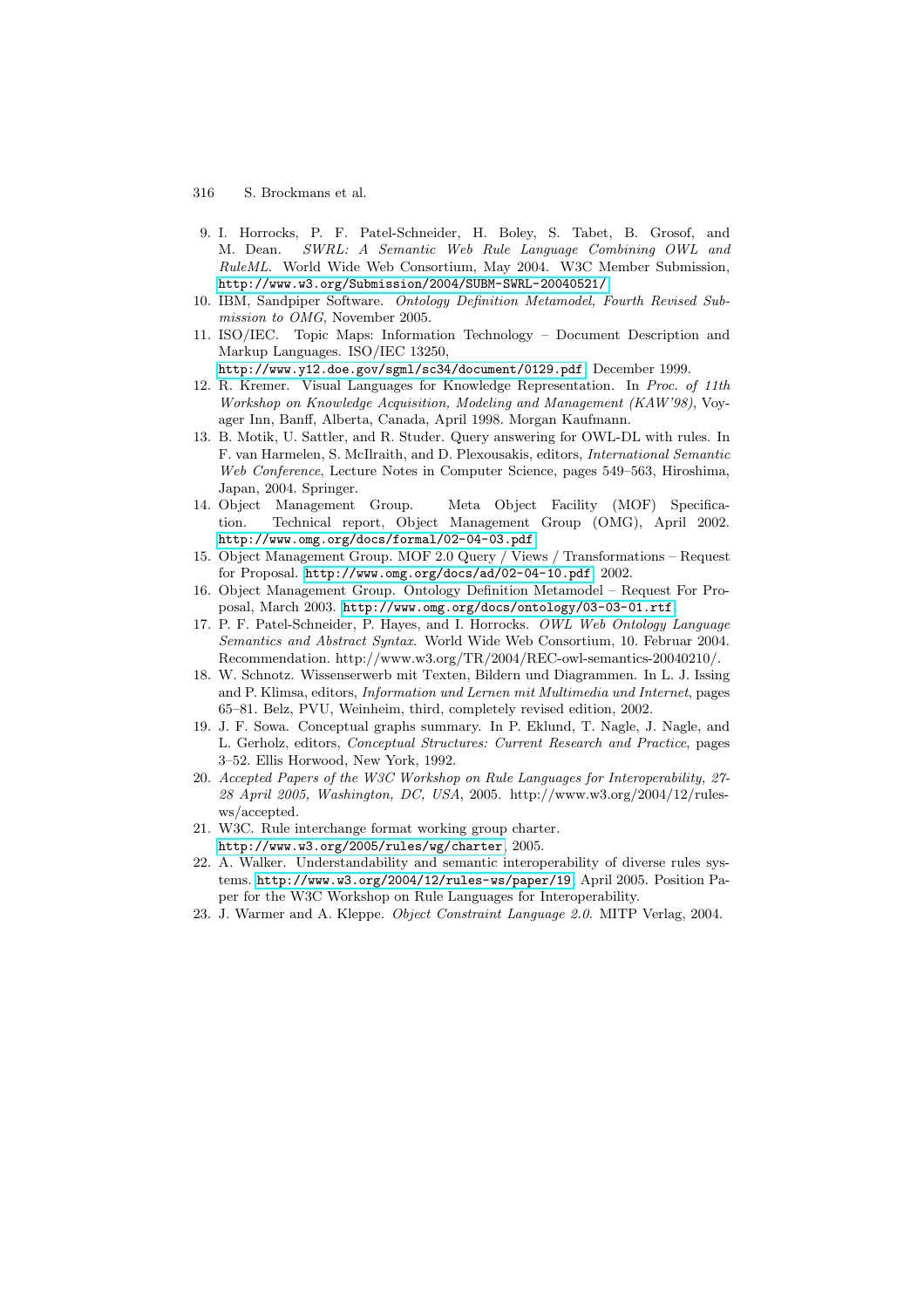9. I. Horrocks, P. F. Patel-Schneider, H. Boley, S. Tabet, B. Grosof, and M. Dean. *SWRL: A Semantic Web Rule Language Combining OWL and RuleML*. World Wide Web Consortium, May 2004. W3C Member Submission, http://www.w3.org/Submission/2004/SUBM-SWRL-20040521/.
10. IBM, Sandpiper Software. *Ontology Definition Metamodel, Fourth Revised Submission to OMG*, November 2005.
11. ISO/IEC. Topic Maps: Information Technology – Document Description and Markup Languages. ISO/IEC 13250, http://www.y12.doe.gov/sgml/sc34/document/0129.pdf, December 1999.
12. R. Kremer. Visual Languages for Knowledge Representation. In *Proc. of 11th Workshop on Knowledge Acquisition, Modeling and Management (KAW'98)*, Voyager Inn, Banff, Alberta, Canada, April 1998. Morgan Kaufmann.
13. B. Motik, U. Sattler, and R. Studer. Query answering for OWL-DL with rules. In F. van Harmelen, S. McIlraith, and D. Plexousakis, editors, *International Semantic Web Conference*, Lecture Notes in Computer Science, pages 549–563, Hiroshima, Japan, 2004. Springer.
14. Object Management Group. Meta Object Facility (MOF) Specification. Technical report, Object Management Group (OMG), April 2002. http://www.omg.org/docs/formal/02-04-03.pdf.
15. Object Management Group. MOF 2.0 Query / Views / Transformations – Request for Proposal. http://www.omg.org/docs/ad/02-04-10.pdf, 2002.
16. Object Management Group. Ontology Definition Metamodel – Request For Proposal, March 2003. http://www.omg.org/docs/ontology/03-03-01.rtf.
17. P. F. Patel-Schneider, P. Hayes, and I. Horrocks. *OWL Web Ontology Language Semantics and Abstract Syntax*. World Wide Web Consortium, 10. Februar 2004. Recommendation. http://www.w3.org/TR/2004/REC-owl-semantics-20040210/.
18. W. Schnotz. Wissenserwerb mit Texten, Bildern und Diagrammen. In L. J. Issing and P. Klimsa, editors, *Information und Lernen mit Multimedia und Internet*, pages 65–81. Belz, PVU, Weinheim, third, completely revised edition, 2002.
19. J. F. Sowa. Conceptual graphs summary. In P. Eklund, T. Nagle, J. Nagle, and L. Gerholz, editors, *Conceptual Structures: Current Research and Practice*, pages 3–52. Ellis Horwood, New York, 1992.
20. *Accepted Papers of the W3C Workshop on Rule Languages for Interoperability, 27-28 April 2005, Washington, DC, USA*, 2005. http://www.w3.org/2004/12/rules-ws/accepted.
21. W3C. Rule interchange format working group charter. http://www.w3.org/2005/rules/wg/charter, 2005.
22. A. Walker. Understandability and semantic interoperability of diverse rules systems. http://www.w3.org/2004/12/rules-ws/paper/19, April 2005. Position Paper for the W3C Workshop on Rule Languages for Interoperability.
23. J. Warmer and A. Kleppe. *Object Constraint Language 2.0*. MITP Verlag, 2004.